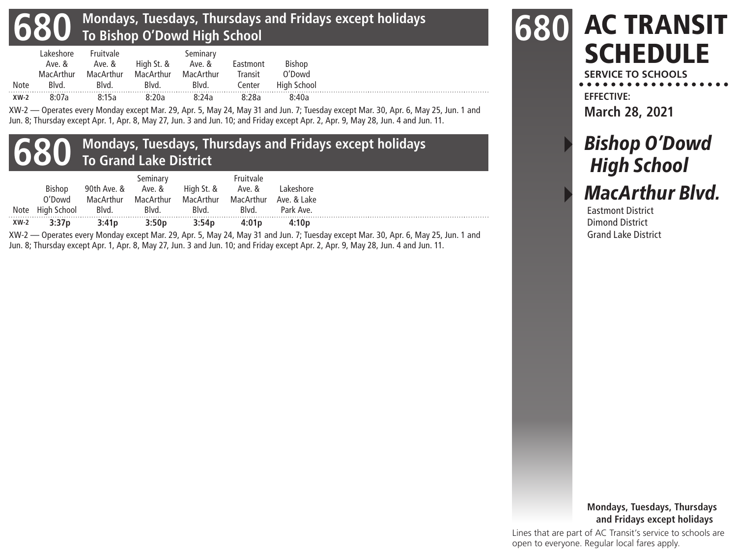# 680 AC TRANSIT SCHEDULE

**SERVICE TO SCHOOLS**

**EFFECTIVE:**
**March 28, 2021**

## *Bishop O'Dowd High School*

## *MacArthur Blvd.*

Eastmont District
Dimond District
Grand Lake District

**Mondays, Tuesdays, Thursdays and Fridays except holidays**

Lines that are part of AC Transit's service to schools are open to everyone. Regular local fares apply.

## 680 Mondays, Tuesdays, Thursdays and Fridays except holidays — To Bishop O'Dowd High School

| Note | Lakeshore Ave. & MacArthur Blvd. | Fruitvale Ave. & MacArthur Blvd. | High St. & MacArthur Blvd. | Seminary Ave. & MacArthur Blvd. | Eastmont Transit Center | Bishop O'Dowd High School |
|---|---|---|---|---|---|---|
| XW-2 | 8:07a | 8:15a | 8:20a | 8:24a | 8:28a | 8:40a |

XW-2 — Operates every Monday except Mar. 29, Apr. 5, May 24, May 31 and Jun. 7; Tuesday except Mar. 30, Apr. 6, May 25, Jun. 1 and Jun. 8; Thursday except Apr. 1, Apr. 8, May 27, Jun. 3 and Jun. 10; and Friday except Apr. 2, Apr. 9, May 28, Jun. 4 and Jun. 11.

## 680 Mondays, Tuesdays, Thursdays and Fridays except holidays — To Grand Lake District

| Note | Bishop O'Dowd High School | 90th Ave. & MacArthur Blvd. | Seminary Ave. & MacArthur Blvd. | High St. & MacArthur Blvd. | Fruitvale Ave. & MacArthur Blvd. | Lakeshore Ave. & Lake Park Ave. |
|---|---|---|---|---|---|---|
| XW-2 | **3:37p** | **3:41p** | **3:50p** | **3:54p** | **4:01p** | **4:10p** |

XW-2 — Operates every Monday except Mar. 29, Apr. 5, May 24, May 31 and Jun. 7; Tuesday except Mar. 30, Apr. 6, May 25, Jun. 1 and Jun. 8; Thursday except Apr. 1, Apr. 8, May 27, Jun. 3 and Jun. 10; and Friday except Apr. 2, Apr. 9, May 28, Jun. 4 and Jun. 11.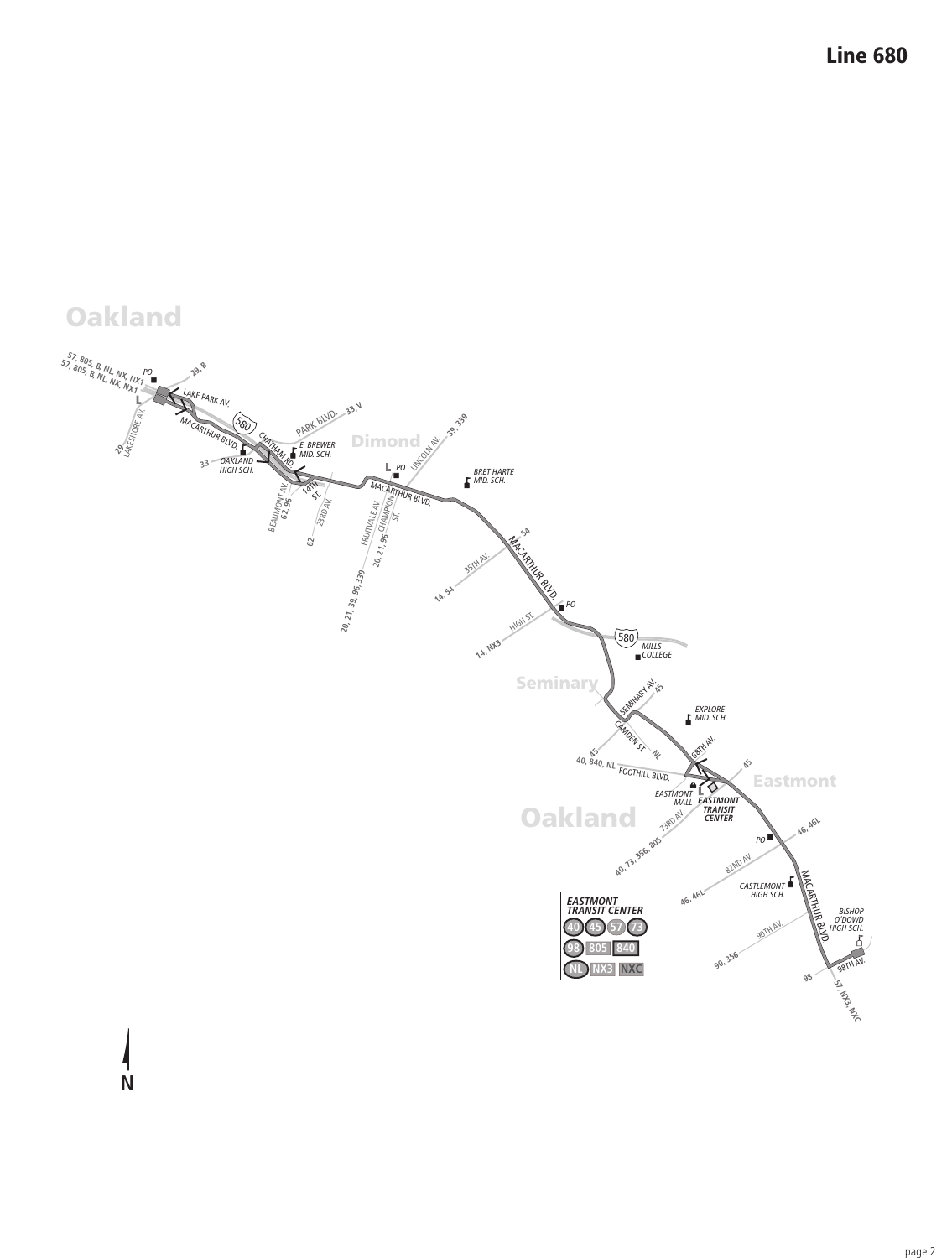# Line 680

Oakland

57, 805, B, NL, NX, NX1

57, 805, B, NL, NX, NX1

PO

29, B

LAKE PARK AV.

29

LAKESHORE AV.

580

MACARTHUR BLVD.

PARK BLVD.

33, V

CHATHAM RD

E. BREWER MID. SCH.

33

OAKLAND HIGH SCH.

Dimond

LINCOLN AV.

39, 339

PO

BRET HARTE MID. SCH.

14TH ST.

BEAUMONT AV.

62, 96

23RD AV.

62

MACARTHUR BLVD.

FRUITVALE AV.

CHAMPION ST.

20, 21, 96

20, 21, 39, 96, 339

54

35TH AV.

14, 54

MACARTHUR BLVD.

PO

HIGH ST.

14, NX3

580

MILLS COLLEGE

Seminary

SEMINARY AV.

45

EXPLORE MID. SCH.

CAMDEN ST.

NL

45

40, 840, NL

FOOTHILL BLVD.

68TH AV.

45

Eastmont

EASTMONT MALL

EASTMONT TRANSIT CENTER

Oakland

73RD AV.

40, 73, 356, 805

PO

46, 46L

82ND AV.

46, 46L

CASTLEMONT HIGH SCH.

MACARTHUR BLVD.

BISHOP O'DOWD HIGH SCH.

90TH AV.

90, 356

98

98TH AV.

57, NX3, NXC

EASTMONT TRANSIT CENTER

40 45 57 73

98 805 840

NL NX3 NXC

N